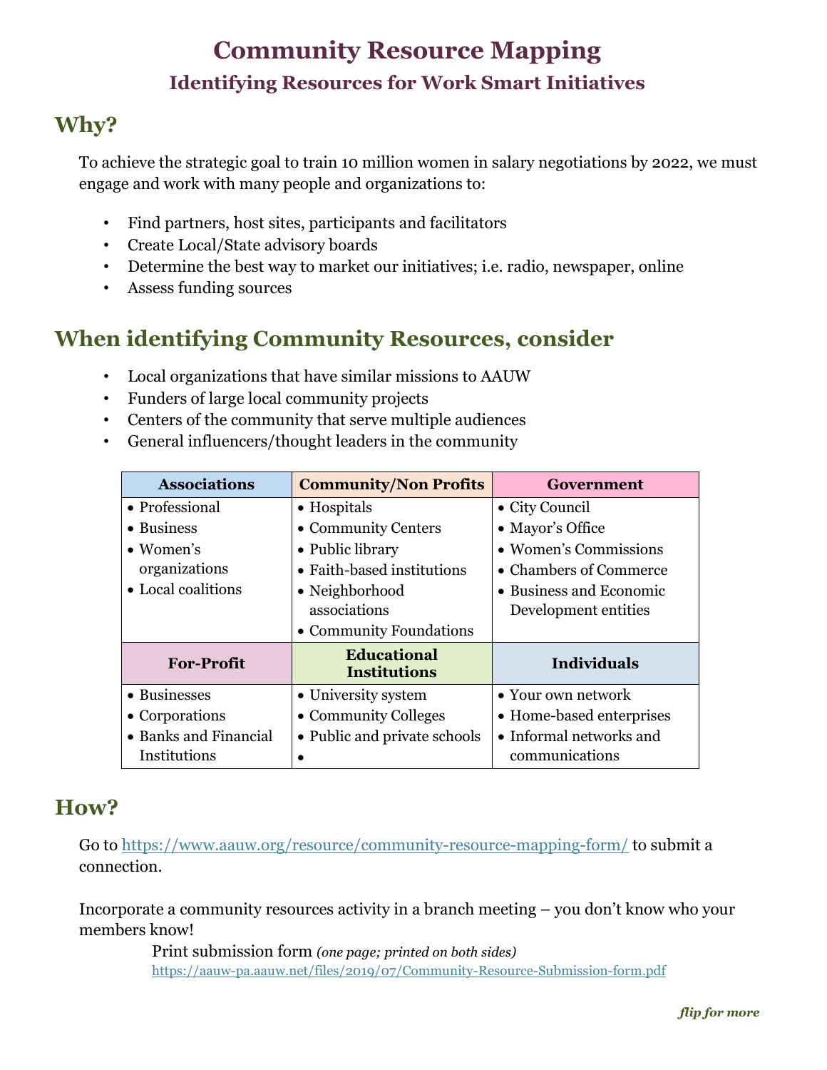# Community Resource Mapping

## Identifying Resources for Work Smart Initiatives

## Why?

To achieve the strategic goal to train 10 million women in salary negotiations by 2022, we must engage and work with many people and organizations to:

- Find partners, host sites, participants and facilitators
- Create Local/State advisory boards
- Determine the best way to market our initiatives; i.e. radio, newspaper, online
- Assess funding sources

## When identifying Community Resources, consider

- Local organizations that have similar missions to AAUW
- Funders of large local community projects
- Centers of the community that serve multiple audiences
- General influencers/thought leaders in the community

| Associations | Community/Non Profits | Government |
|---|---|---|
| • Professional<br>• Business<br>• Women's organizations<br>• Local coalitions | • Hospitals<br>• Community Centers<br>• Public library<br>• Faith-based institutions<br>• Neighborhood associations<br>• Community Foundations | • City Council<br>• Mayor's Office<br>• Women's Commissions<br>• Chambers of Commerce<br>• Business and Economic Development entities |
| **For-Profit** | **Educational Institutions** | **Individuals** |
| • Businesses<br>• Corporations<br>• Banks and Financial Institutions | • University system<br>• Community Colleges<br>• Public and private schools<br>• | • Your own network<br>• Home-based enterprises<br>• Informal networks and communications |

## How?

Go to https://www.aauw.org/resource/community-resource-mapping-form/ to submit a connection.

Incorporate a community resources activity in a branch meeting – you don't know who your members know!

Print submission form *(one page; printed on both sides)*
https://aauw-pa.aauw.net/files/2019/07/Community-Resource-Submission-form.pdf

***flip for more***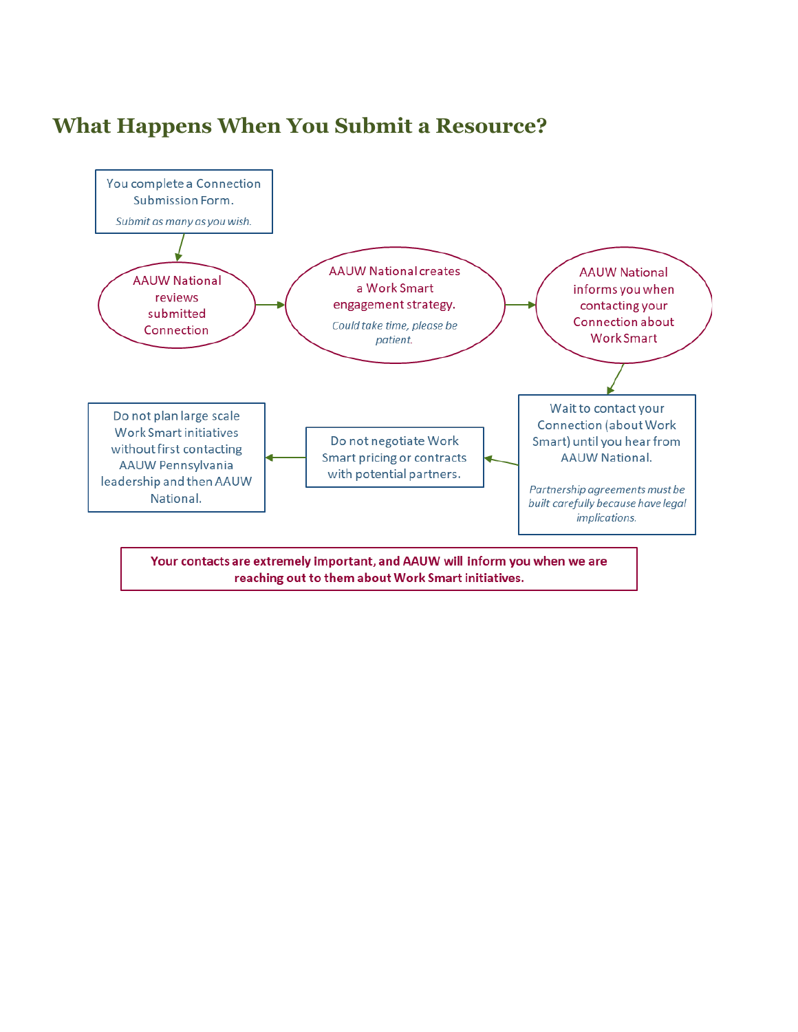## What Happens When You Submit a Resource?

You complete a Connection Submission Form.

*Submit as many as you wish.*

AAUW National reviews submitted Connection

AAUW National creates a Work Smart engagement strategy.

*Could take time, please be patient.*

AAUW National informs you when contacting your Connection about Work Smart

Wait to contact your Connection (about Work Smart) until you hear from AAUW National.

*Partnership agreements must be built carefully because have legal implications.*

Do not negotiate Work Smart pricing or contracts with potential partners.

Do not plan large scale Work Smart initiatives without first contacting AAUW Pennsylvania leadership and then AAUW National.

**Your contacts are extremely important, and AAUW will inform you when we are reaching out to them about Work Smart initiatives.**